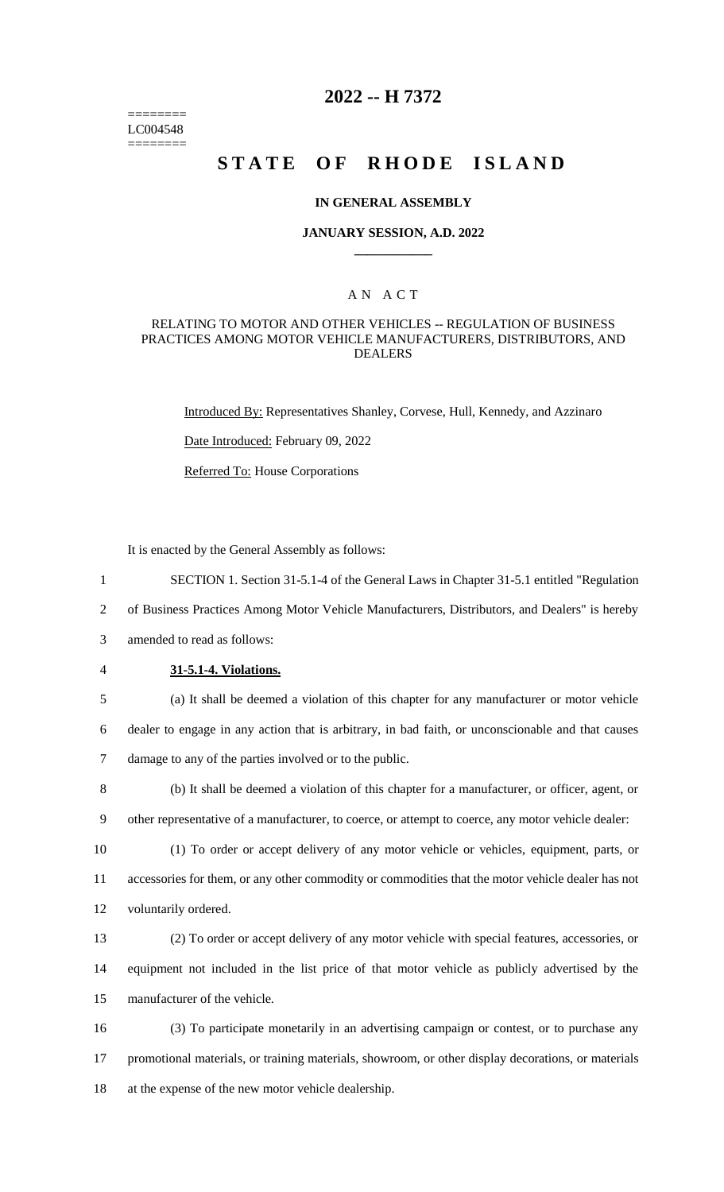========
LC004548
========

# 2022 -- H 7372

# STATE OF RHODE ISLAND

### IN GENERAL ASSEMBLY

### JANUARY SESSION, A.D. 2022

## A N A C T

RELATING TO MOTOR AND OTHER VEHICLES -- REGULATION OF BUSINESS PRACTICES AMONG MOTOR VEHICLE MANUFACTURERS, DISTRIBUTORS, AND DEALERS

Introduced By: Representatives Shanley, Corvese, Hull, Kennedy, and Azzinaro

Date Introduced: February 09, 2022

Referred To: House Corporations

It is enacted by the General Assembly as follows:

1 SECTION 1. Section 31-5.1-4 of the General Laws in Chapter 31-5.1 entitled "Regulation
2 of Business Practices Among Motor Vehicle Manufacturers, Distributors, and Dealers" is hereby
3 amended to read as follows:

4 **31-5.1-4. Violations.**

5 (a) It shall be deemed a violation of this chapter for any manufacturer or motor vehicle
6 dealer to engage in any action that is arbitrary, in bad faith, or unconscionable and that causes
7 damage to any of the parties involved or to the public.

8 (b) It shall be deemed a violation of this chapter for a manufacturer, or officer, agent, or
9 other representative of a manufacturer, to coerce, or attempt to coerce, any motor vehicle dealer:

10 (1) To order or accept delivery of any motor vehicle or vehicles, equipment, parts, or
11 accessories for them, or any other commodity or commodities that the motor vehicle dealer has not
12 voluntarily ordered.

13 (2) To order or accept delivery of any motor vehicle with special features, accessories, or
14 equipment not included in the list price of that motor vehicle as publicly advertised by the
15 manufacturer of the vehicle.

16 (3) To participate monetarily in an advertising campaign or contest, or to purchase any
17 promotional materials, or training materials, showroom, or other display decorations, or materials
18 at the expense of the new motor vehicle dealership.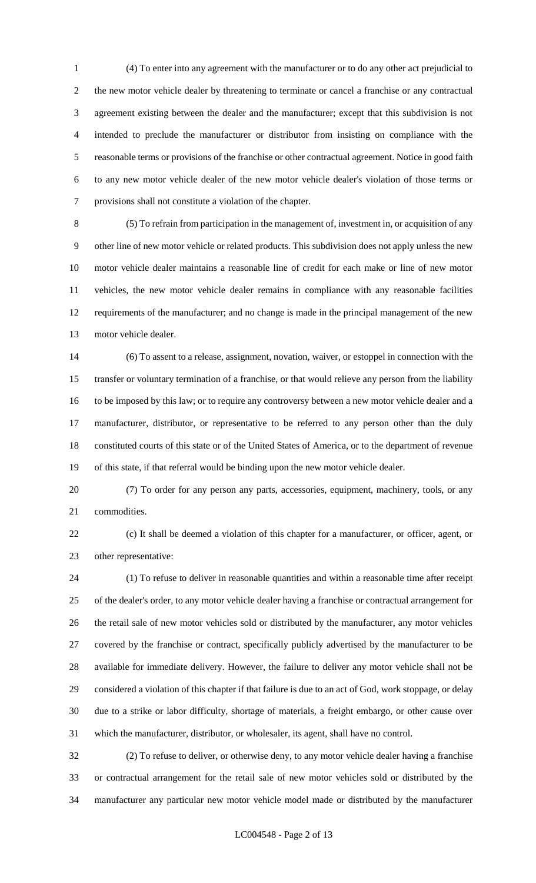(4) To enter into any agreement with the manufacturer or to do any other act prejudicial to the new motor vehicle dealer by threatening to terminate or cancel a franchise or any contractual agreement existing between the dealer and the manufacturer; except that this subdivision is not intended to preclude the manufacturer or distributor from insisting on compliance with the reasonable terms or provisions of the franchise or other contractual agreement. Notice in good faith to any new motor vehicle dealer of the new motor vehicle dealer's violation of those terms or provisions shall not constitute a violation of the chapter.

(5) To refrain from participation in the management of, investment in, or acquisition of any other line of new motor vehicle or related products. This subdivision does not apply unless the new motor vehicle dealer maintains a reasonable line of credit for each make or line of new motor vehicles, the new motor vehicle dealer remains in compliance with any reasonable facilities requirements of the manufacturer; and no change is made in the principal management of the new motor vehicle dealer.

(6) To assent to a release, assignment, novation, waiver, or estoppel in connection with the transfer or voluntary termination of a franchise, or that would relieve any person from the liability to be imposed by this law; or to require any controversy between a new motor vehicle dealer and a manufacturer, distributor, or representative to be referred to any person other than the duly constituted courts of this state or of the United States of America, or to the department of revenue of this state, if that referral would be binding upon the new motor vehicle dealer.

(7) To order for any person any parts, accessories, equipment, machinery, tools, or any commodities.

(c) It shall be deemed a violation of this chapter for a manufacturer, or officer, agent, or other representative:

(1) To refuse to deliver in reasonable quantities and within a reasonable time after receipt of the dealer's order, to any motor vehicle dealer having a franchise or contractual arrangement for the retail sale of new motor vehicles sold or distributed by the manufacturer, any motor vehicles covered by the franchise or contract, specifically publicly advertised by the manufacturer to be available for immediate delivery. However, the failure to deliver any motor vehicle shall not be considered a violation of this chapter if that failure is due to an act of God, work stoppage, or delay due to a strike or labor difficulty, shortage of materials, a freight embargo, or other cause over which the manufacturer, distributor, or wholesaler, its agent, shall have no control.

(2) To refuse to deliver, or otherwise deny, to any motor vehicle dealer having a franchise or contractual arrangement for the retail sale of new motor vehicles sold or distributed by the manufacturer any particular new motor vehicle model made or distributed by the manufacturer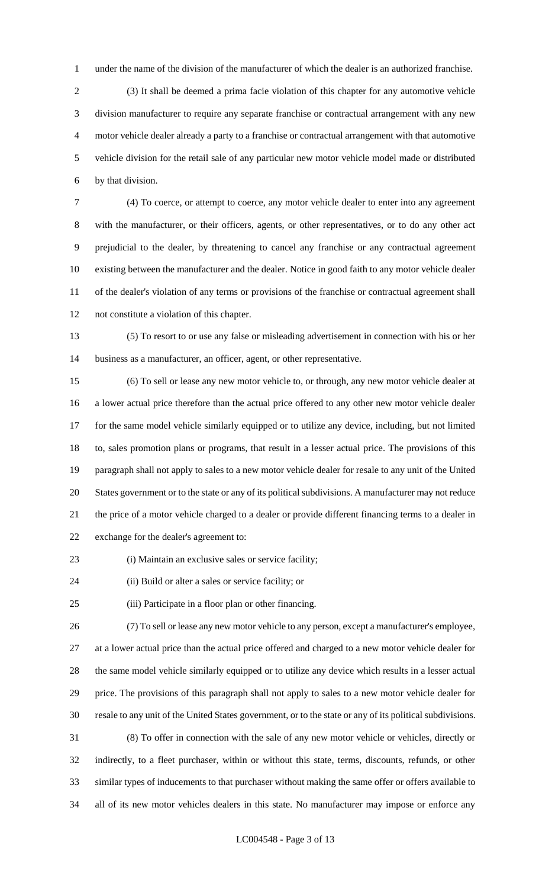under the name of the division of the manufacturer of which the dealer is an authorized franchise.

(3) It shall be deemed a prima facie violation of this chapter for any automotive vehicle division manufacturer to require any separate franchise or contractual arrangement with any new motor vehicle dealer already a party to a franchise or contractual arrangement with that automotive vehicle division for the retail sale of any particular new motor vehicle model made or distributed by that division.

(4) To coerce, or attempt to coerce, any motor vehicle dealer to enter into any agreement with the manufacturer, or their officers, agents, or other representatives, or to do any other act prejudicial to the dealer, by threatening to cancel any franchise or any contractual agreement existing between the manufacturer and the dealer. Notice in good faith to any motor vehicle dealer of the dealer's violation of any terms or provisions of the franchise or contractual agreement shall not constitute a violation of this chapter.

(5) To resort to or use any false or misleading advertisement in connection with his or her business as a manufacturer, an officer, agent, or other representative.

(6) To sell or lease any new motor vehicle to, or through, any new motor vehicle dealer at a lower actual price therefore than the actual price offered to any other new motor vehicle dealer for the same model vehicle similarly equipped or to utilize any device, including, but not limited to, sales promotion plans or programs, that result in a lesser actual price. The provisions of this paragraph shall not apply to sales to a new motor vehicle dealer for resale to any unit of the United States government or to the state or any of its political subdivisions. A manufacturer may not reduce the price of a motor vehicle charged to a dealer or provide different financing terms to a dealer in exchange for the dealer's agreement to:

(i) Maintain an exclusive sales or service facility;

(ii) Build or alter a sales or service facility; or

(iii) Participate in a floor plan or other financing.

(7) To sell or lease any new motor vehicle to any person, except a manufacturer's employee, at a lower actual price than the actual price offered and charged to a new motor vehicle dealer for the same model vehicle similarly equipped or to utilize any device which results in a lesser actual price. The provisions of this paragraph shall not apply to sales to a new motor vehicle dealer for resale to any unit of the United States government, or to the state or any of its political subdivisions.

(8) To offer in connection with the sale of any new motor vehicle or vehicles, directly or indirectly, to a fleet purchaser, within or without this state, terms, discounts, refunds, or other similar types of inducements to that purchaser without making the same offer or offers available to all of its new motor vehicles dealers in this state. No manufacturer may impose or enforce any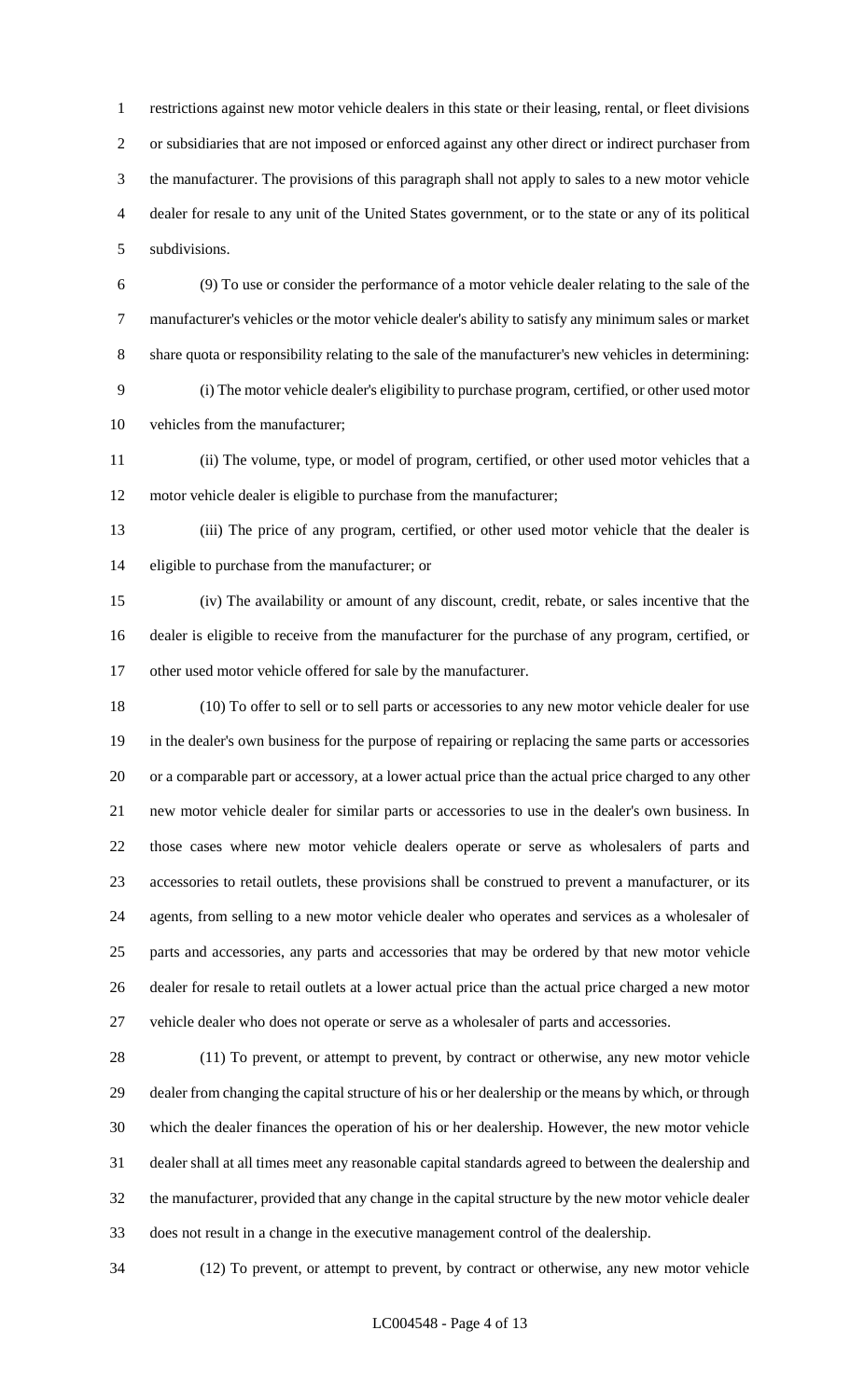restrictions against new motor vehicle dealers in this state or their leasing, rental, or fleet divisions or subsidiaries that are not imposed or enforced against any other direct or indirect purchaser from the manufacturer. The provisions of this paragraph shall not apply to sales to a new motor vehicle dealer for resale to any unit of the United States government, or to the state or any of its political subdivisions.

(9) To use or consider the performance of a motor vehicle dealer relating to the sale of the manufacturer's vehicles or the motor vehicle dealer's ability to satisfy any minimum sales or market share quota or responsibility relating to the sale of the manufacturer's new vehicles in determining:

(i) The motor vehicle dealer's eligibility to purchase program, certified, or other used motor vehicles from the manufacturer;

(ii) The volume, type, or model of program, certified, or other used motor vehicles that a motor vehicle dealer is eligible to purchase from the manufacturer;

(iii) The price of any program, certified, or other used motor vehicle that the dealer is eligible to purchase from the manufacturer; or

(iv) The availability or amount of any discount, credit, rebate, or sales incentive that the dealer is eligible to receive from the manufacturer for the purchase of any program, certified, or other used motor vehicle offered for sale by the manufacturer.

(10) To offer to sell or to sell parts or accessories to any new motor vehicle dealer for use in the dealer's own business for the purpose of repairing or replacing the same parts or accessories or a comparable part or accessory, at a lower actual price than the actual price charged to any other new motor vehicle dealer for similar parts or accessories to use in the dealer's own business. In those cases where new motor vehicle dealers operate or serve as wholesalers of parts and accessories to retail outlets, these provisions shall be construed to prevent a manufacturer, or its agents, from selling to a new motor vehicle dealer who operates and services as a wholesaler of parts and accessories, any parts and accessories that may be ordered by that new motor vehicle dealer for resale to retail outlets at a lower actual price than the actual price charged a new motor vehicle dealer who does not operate or serve as a wholesaler of parts and accessories.

(11) To prevent, or attempt to prevent, by contract or otherwise, any new motor vehicle dealer from changing the capital structure of his or her dealership or the means by which, or through which the dealer finances the operation of his or her dealership. However, the new motor vehicle dealer shall at all times meet any reasonable capital standards agreed to between the dealership and the manufacturer, provided that any change in the capital structure by the new motor vehicle dealer does not result in a change in the executive management control of the dealership.

(12) To prevent, or attempt to prevent, by contract or otherwise, any new motor vehicle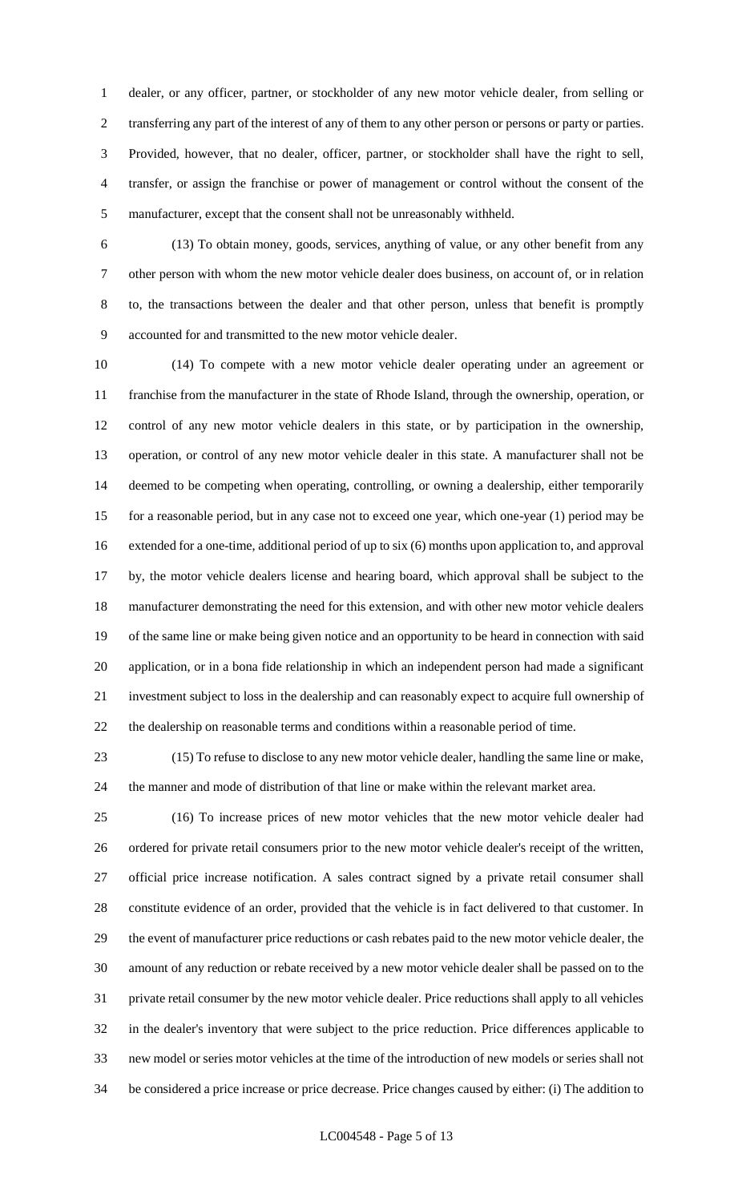dealer, or any officer, partner, or stockholder of any new motor vehicle dealer, from selling or transferring any part of the interest of any of them to any other person or persons or party or parties. Provided, however, that no dealer, officer, partner, or stockholder shall have the right to sell, transfer, or assign the franchise or power of management or control without the consent of the manufacturer, except that the consent shall not be unreasonably withheld.

(13) To obtain money, goods, services, anything of value, or any other benefit from any other person with whom the new motor vehicle dealer does business, on account of, or in relation to, the transactions between the dealer and that other person, unless that benefit is promptly accounted for and transmitted to the new motor vehicle dealer.

(14) To compete with a new motor vehicle dealer operating under an agreement or franchise from the manufacturer in the state of Rhode Island, through the ownership, operation, or control of any new motor vehicle dealers in this state, or by participation in the ownership, operation, or control of any new motor vehicle dealer in this state. A manufacturer shall not be deemed to be competing when operating, controlling, or owning a dealership, either temporarily for a reasonable period, but in any case not to exceed one year, which one-year (1) period may be extended for a one-time, additional period of up to six (6) months upon application to, and approval by, the motor vehicle dealers license and hearing board, which approval shall be subject to the manufacturer demonstrating the need for this extension, and with other new motor vehicle dealers of the same line or make being given notice and an opportunity to be heard in connection with said application, or in a bona fide relationship in which an independent person had made a significant investment subject to loss in the dealership and can reasonably expect to acquire full ownership of the dealership on reasonable terms and conditions within a reasonable period of time.

(15) To refuse to disclose to any new motor vehicle dealer, handling the same line or make, the manner and mode of distribution of that line or make within the relevant market area.

(16) To increase prices of new motor vehicles that the new motor vehicle dealer had ordered for private retail consumers prior to the new motor vehicle dealer's receipt of the written, official price increase notification. A sales contract signed by a private retail consumer shall constitute evidence of an order, provided that the vehicle is in fact delivered to that customer. In the event of manufacturer price reductions or cash rebates paid to the new motor vehicle dealer, the amount of any reduction or rebate received by a new motor vehicle dealer shall be passed on to the private retail consumer by the new motor vehicle dealer. Price reductions shall apply to all vehicles in the dealer's inventory that were subject to the price reduction. Price differences applicable to new model or series motor vehicles at the time of the introduction of new models or series shall not be considered a price increase or price decrease. Price changes caused by either: (i) The addition to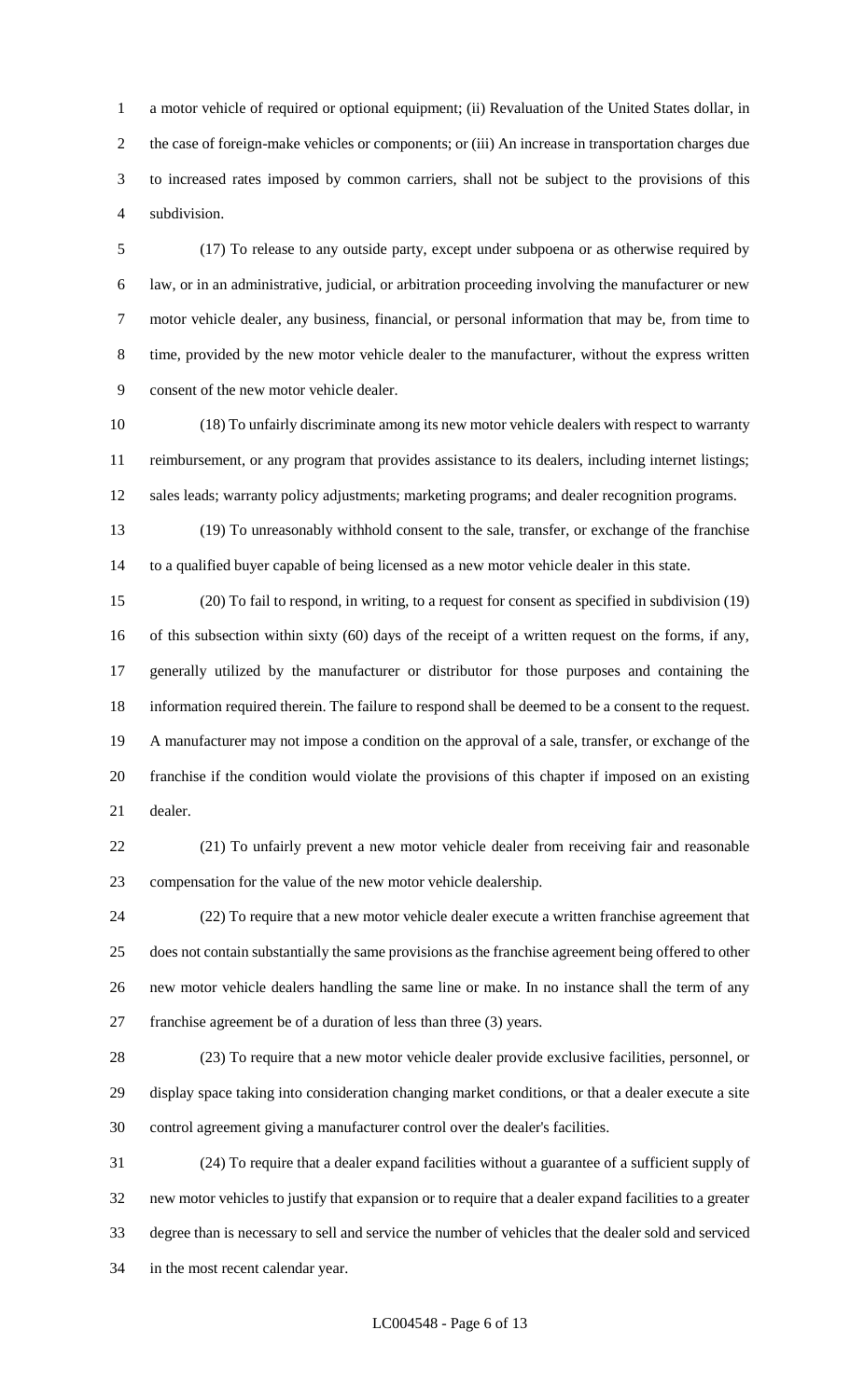a motor vehicle of required or optional equipment; (ii) Revaluation of the United States dollar, in the case of foreign-make vehicles or components; or (iii) An increase in transportation charges due to increased rates imposed by common carriers, shall not be subject to the provisions of this subdivision.

(17) To release to any outside party, except under subpoena or as otherwise required by law, or in an administrative, judicial, or arbitration proceeding involving the manufacturer or new motor vehicle dealer, any business, financial, or personal information that may be, from time to time, provided by the new motor vehicle dealer to the manufacturer, without the express written consent of the new motor vehicle dealer.

(18) To unfairly discriminate among its new motor vehicle dealers with respect to warranty reimbursement, or any program that provides assistance to its dealers, including internet listings; sales leads; warranty policy adjustments; marketing programs; and dealer recognition programs.

(19) To unreasonably withhold consent to the sale, transfer, or exchange of the franchise to a qualified buyer capable of being licensed as a new motor vehicle dealer in this state.

(20) To fail to respond, in writing, to a request for consent as specified in subdivision (19) of this subsection within sixty (60) days of the receipt of a written request on the forms, if any, generally utilized by the manufacturer or distributor for those purposes and containing the information required therein. The failure to respond shall be deemed to be a consent to the request. A manufacturer may not impose a condition on the approval of a sale, transfer, or exchange of the franchise if the condition would violate the provisions of this chapter if imposed on an existing dealer.

(21) To unfairly prevent a new motor vehicle dealer from receiving fair and reasonable compensation for the value of the new motor vehicle dealership.

(22) To require that a new motor vehicle dealer execute a written franchise agreement that does not contain substantially the same provisions as the franchise agreement being offered to other new motor vehicle dealers handling the same line or make. In no instance shall the term of any franchise agreement be of a duration of less than three (3) years.

(23) To require that a new motor vehicle dealer provide exclusive facilities, personnel, or display space taking into consideration changing market conditions, or that a dealer execute a site control agreement giving a manufacturer control over the dealer's facilities.

(24) To require that a dealer expand facilities without a guarantee of a sufficient supply of new motor vehicles to justify that expansion or to require that a dealer expand facilities to a greater degree than is necessary to sell and service the number of vehicles that the dealer sold and serviced in the most recent calendar year.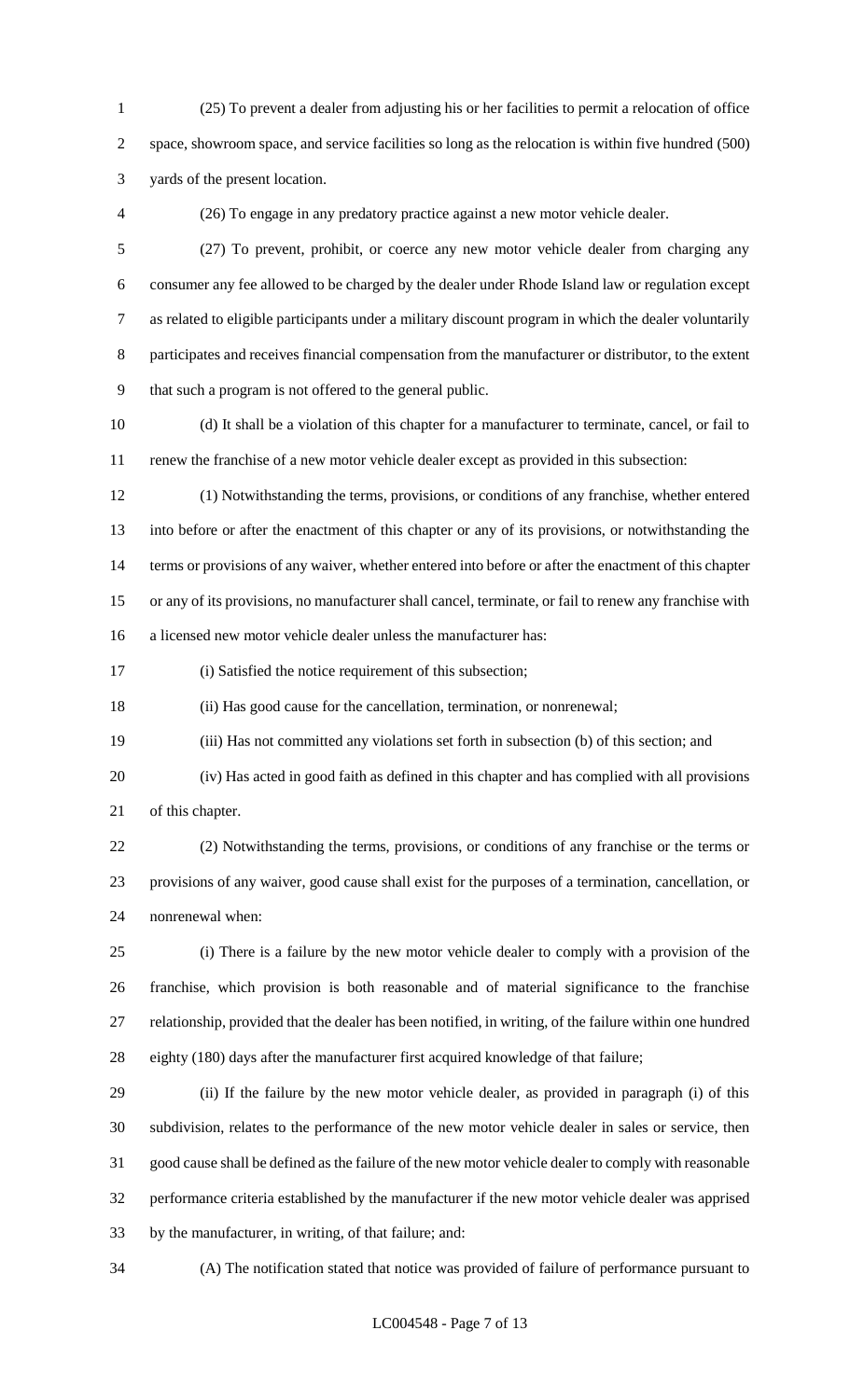(25) To prevent a dealer from adjusting his or her facilities to permit a relocation of office space, showroom space, and service facilities so long as the relocation is within five hundred (500) yards of the present location.

(26) To engage in any predatory practice against a new motor vehicle dealer.

(27) To prevent, prohibit, or coerce any new motor vehicle dealer from charging any consumer any fee allowed to be charged by the dealer under Rhode Island law or regulation except as related to eligible participants under a military discount program in which the dealer voluntarily participates and receives financial compensation from the manufacturer or distributor, to the extent that such a program is not offered to the general public.

(d) It shall be a violation of this chapter for a manufacturer to terminate, cancel, or fail to renew the franchise of a new motor vehicle dealer except as provided in this subsection:

(1) Notwithstanding the terms, provisions, or conditions of any franchise, whether entered into before or after the enactment of this chapter or any of its provisions, or notwithstanding the terms or provisions of any waiver, whether entered into before or after the enactment of this chapter or any of its provisions, no manufacturer shall cancel, terminate, or fail to renew any franchise with a licensed new motor vehicle dealer unless the manufacturer has:

(i) Satisfied the notice requirement of this subsection;

(ii) Has good cause for the cancellation, termination, or nonrenewal;

(iii) Has not committed any violations set forth in subsection (b) of this section; and

(iv) Has acted in good faith as defined in this chapter and has complied with all provisions of this chapter.

(2) Notwithstanding the terms, provisions, or conditions of any franchise or the terms or provisions of any waiver, good cause shall exist for the purposes of a termination, cancellation, or nonrenewal when:

(i) There is a failure by the new motor vehicle dealer to comply with a provision of the franchise, which provision is both reasonable and of material significance to the franchise relationship, provided that the dealer has been notified, in writing, of the failure within one hundred eighty (180) days after the manufacturer first acquired knowledge of that failure;

(ii) If the failure by the new motor vehicle dealer, as provided in paragraph (i) of this subdivision, relates to the performance of the new motor vehicle dealer in sales or service, then good cause shall be defined as the failure of the new motor vehicle dealer to comply with reasonable performance criteria established by the manufacturer if the new motor vehicle dealer was apprised by the manufacturer, in writing, of that failure; and:

(A) The notification stated that notice was provided of failure of performance pursuant to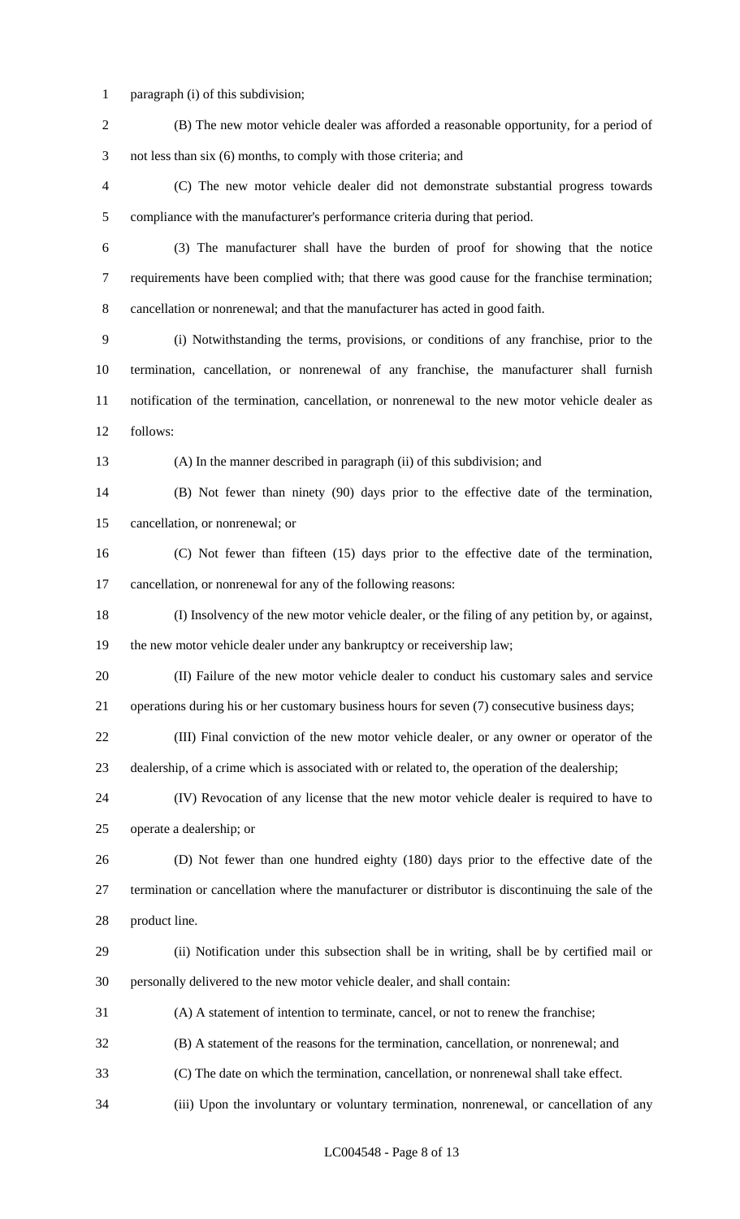paragraph (i) of this subdivision;

(B) The new motor vehicle dealer was afforded a reasonable opportunity, for a period of not less than six (6) months, to comply with those criteria; and

(C) The new motor vehicle dealer did not demonstrate substantial progress towards compliance with the manufacturer's performance criteria during that period.

(3) The manufacturer shall have the burden of proof for showing that the notice requirements have been complied with; that there was good cause for the franchise termination; cancellation or nonrenewal; and that the manufacturer has acted in good faith.

(i) Notwithstanding the terms, provisions, or conditions of any franchise, prior to the termination, cancellation, or nonrenewal of any franchise, the manufacturer shall furnish notification of the termination, cancellation, or nonrenewal to the new motor vehicle dealer as follows:

(A) In the manner described in paragraph (ii) of this subdivision; and

(B) Not fewer than ninety (90) days prior to the effective date of the termination, cancellation, or nonrenewal; or

(C) Not fewer than fifteen (15) days prior to the effective date of the termination, cancellation, or nonrenewal for any of the following reasons:

(I) Insolvency of the new motor vehicle dealer, or the filing of any petition by, or against, the new motor vehicle dealer under any bankruptcy or receivership law;

(II) Failure of the new motor vehicle dealer to conduct his customary sales and service operations during his or her customary business hours for seven (7) consecutive business days;

(III) Final conviction of the new motor vehicle dealer, or any owner or operator of the dealership, of a crime which is associated with or related to, the operation of the dealership;

(IV) Revocation of any license that the new motor vehicle dealer is required to have to operate a dealership; or

(D) Not fewer than one hundred eighty (180) days prior to the effective date of the termination or cancellation where the manufacturer or distributor is discontinuing the sale of the product line.

(ii) Notification under this subsection shall be in writing, shall be by certified mail or personally delivered to the new motor vehicle dealer, and shall contain:

(A) A statement of intention to terminate, cancel, or not to renew the franchise;

(B) A statement of the reasons for the termination, cancellation, or nonrenewal; and

(C) The date on which the termination, cancellation, or nonrenewal shall take effect.

(iii) Upon the involuntary or voluntary termination, nonrenewal, or cancellation of any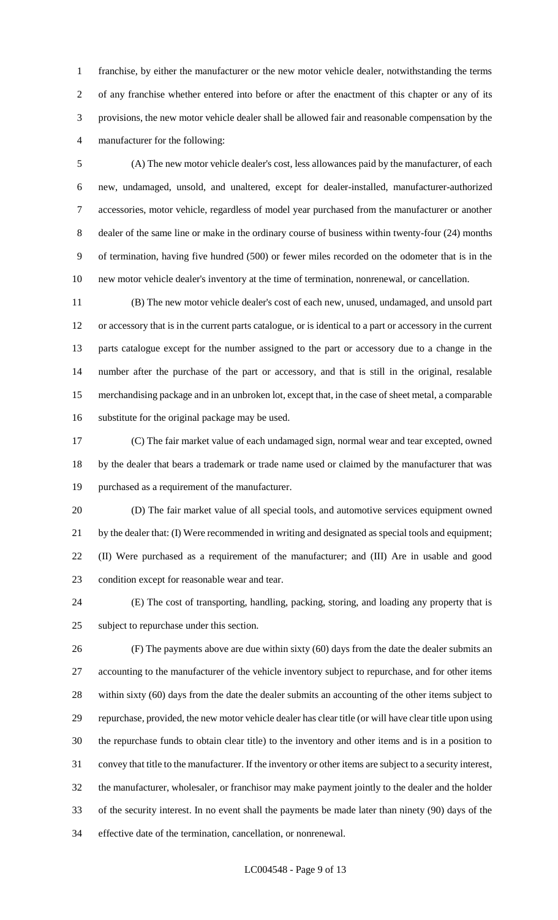franchise, by either the manufacturer or the new motor vehicle dealer, notwithstanding the terms of any franchise whether entered into before or after the enactment of this chapter or any of its provisions, the new motor vehicle dealer shall be allowed fair and reasonable compensation by the manufacturer for the following:

(A) The new motor vehicle dealer's cost, less allowances paid by the manufacturer, of each new, undamaged, unsold, and unaltered, except for dealer-installed, manufacturer-authorized accessories, motor vehicle, regardless of model year purchased from the manufacturer or another dealer of the same line or make in the ordinary course of business within twenty-four (24) months of termination, having five hundred (500) or fewer miles recorded on the odometer that is in the new motor vehicle dealer's inventory at the time of termination, nonrenewal, or cancellation.

(B) The new motor vehicle dealer's cost of each new, unused, undamaged, and unsold part or accessory that is in the current parts catalogue, or is identical to a part or accessory in the current parts catalogue except for the number assigned to the part or accessory due to a change in the number after the purchase of the part or accessory, and that is still in the original, resalable merchandising package and in an unbroken lot, except that, in the case of sheet metal, a comparable substitute for the original package may be used.

(C) The fair market value of each undamaged sign, normal wear and tear excepted, owned by the dealer that bears a trademark or trade name used or claimed by the manufacturer that was purchased as a requirement of the manufacturer.

(D) The fair market value of all special tools, and automotive services equipment owned by the dealer that: (I) Were recommended in writing and designated as special tools and equipment; (II) Were purchased as a requirement of the manufacturer; and (III) Are in usable and good condition except for reasonable wear and tear.

(E) The cost of transporting, handling, packing, storing, and loading any property that is subject to repurchase under this section.

(F) The payments above are due within sixty (60) days from the date the dealer submits an accounting to the manufacturer of the vehicle inventory subject to repurchase, and for other items within sixty (60) days from the date the dealer submits an accounting of the other items subject to repurchase, provided, the new motor vehicle dealer has clear title (or will have clear title upon using the repurchase funds to obtain clear title) to the inventory and other items and is in a position to convey that title to the manufacturer. If the inventory or other items are subject to a security interest, the manufacturer, wholesaler, or franchisor may make payment jointly to the dealer and the holder of the security interest. In no event shall the payments be made later than ninety (90) days of the effective date of the termination, cancellation, or nonrenewal.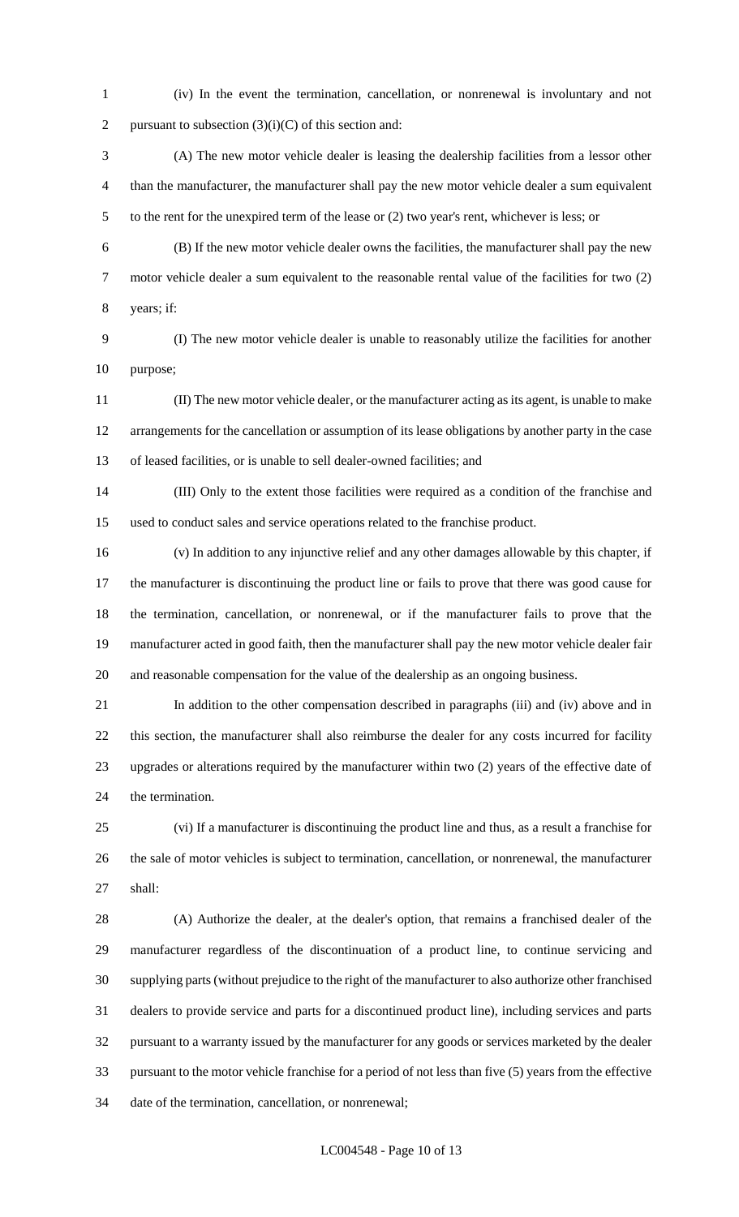(iv) In the event the termination, cancellation, or nonrenewal is involuntary and not pursuant to subsection (3)(i)(C) of this section and:

(A) The new motor vehicle dealer is leasing the dealership facilities from a lessor other than the manufacturer, the manufacturer shall pay the new motor vehicle dealer a sum equivalent to the rent for the unexpired term of the lease or (2) two year's rent, whichever is less; or

(B) If the new motor vehicle dealer owns the facilities, the manufacturer shall pay the new motor vehicle dealer a sum equivalent to the reasonable rental value of the facilities for two (2) years; if:

(I) The new motor vehicle dealer is unable to reasonably utilize the facilities for another purpose;

(II) The new motor vehicle dealer, or the manufacturer acting as its agent, is unable to make arrangements for the cancellation or assumption of its lease obligations by another party in the case of leased facilities, or is unable to sell dealer-owned facilities; and

(III) Only to the extent those facilities were required as a condition of the franchise and used to conduct sales and service operations related to the franchise product.

(v) In addition to any injunctive relief and any other damages allowable by this chapter, if the manufacturer is discontinuing the product line or fails to prove that there was good cause for the termination, cancellation, or nonrenewal, or if the manufacturer fails to prove that the manufacturer acted in good faith, then the manufacturer shall pay the new motor vehicle dealer fair and reasonable compensation for the value of the dealership as an ongoing business.

In addition to the other compensation described in paragraphs (iii) and (iv) above and in this section, the manufacturer shall also reimburse the dealer for any costs incurred for facility upgrades or alterations required by the manufacturer within two (2) years of the effective date of the termination.

(vi) If a manufacturer is discontinuing the product line and thus, as a result a franchise for the sale of motor vehicles is subject to termination, cancellation, or nonrenewal, the manufacturer shall:

(A) Authorize the dealer, at the dealer's option, that remains a franchised dealer of the manufacturer regardless of the discontinuation of a product line, to continue servicing and supplying parts (without prejudice to the right of the manufacturer to also authorize other franchised dealers to provide service and parts for a discontinued product line), including services and parts pursuant to a warranty issued by the manufacturer for any goods or services marketed by the dealer pursuant to the motor vehicle franchise for a period of not less than five (5) years from the effective date of the termination, cancellation, or nonrenewal;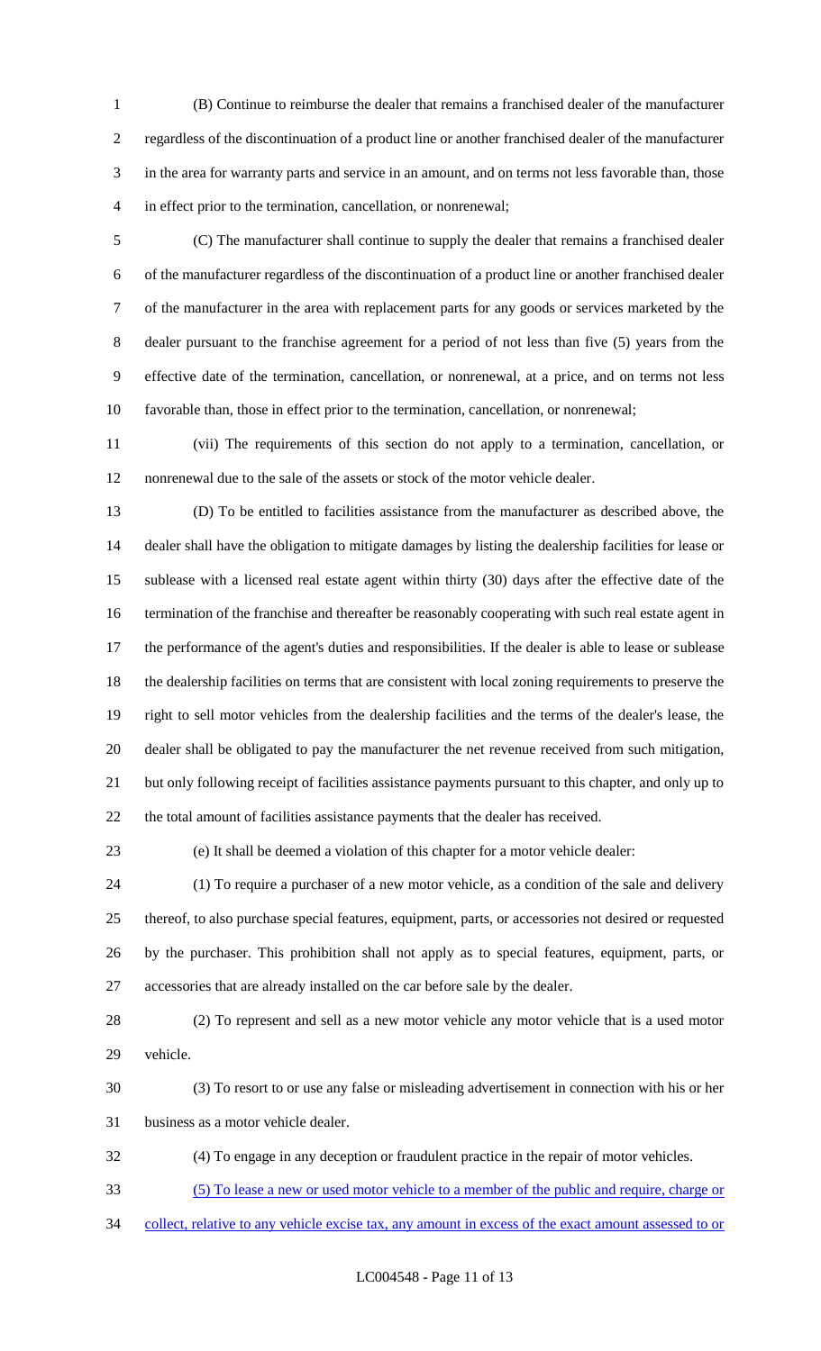(B) Continue to reimburse the dealer that remains a franchised dealer of the manufacturer regardless of the discontinuation of a product line or another franchised dealer of the manufacturer in the area for warranty parts and service in an amount, and on terms not less favorable than, those in effect prior to the termination, cancellation, or nonrenewal;

(C) The manufacturer shall continue to supply the dealer that remains a franchised dealer of the manufacturer regardless of the discontinuation of a product line or another franchised dealer of the manufacturer in the area with replacement parts for any goods or services marketed by the dealer pursuant to the franchise agreement for a period of not less than five (5) years from the effective date of the termination, cancellation, or nonrenewal, at a price, and on terms not less favorable than, those in effect prior to the termination, cancellation, or nonrenewal;

(vii) The requirements of this section do not apply to a termination, cancellation, or nonrenewal due to the sale of the assets or stock of the motor vehicle dealer.

(D) To be entitled to facilities assistance from the manufacturer as described above, the dealer shall have the obligation to mitigate damages by listing the dealership facilities for lease or sublease with a licensed real estate agent within thirty (30) days after the effective date of the termination of the franchise and thereafter be reasonably cooperating with such real estate agent in the performance of the agent's duties and responsibilities. If the dealer is able to lease or sublease the dealership facilities on terms that are consistent with local zoning requirements to preserve the right to sell motor vehicles from the dealership facilities and the terms of the dealer's lease, the dealer shall be obligated to pay the manufacturer the net revenue received from such mitigation, but only following receipt of facilities assistance payments pursuant to this chapter, and only up to the total amount of facilities assistance payments that the dealer has received.

(e) It shall be deemed a violation of this chapter for a motor vehicle dealer:

(1) To require a purchaser of a new motor vehicle, as a condition of the sale and delivery thereof, to also purchase special features, equipment, parts, or accessories not desired or requested by the purchaser. This prohibition shall not apply as to special features, equipment, parts, or accessories that are already installed on the car before sale by the dealer.

(2) To represent and sell as a new motor vehicle any motor vehicle that is a used motor vehicle.

(3) To resort to or use any false or misleading advertisement in connection with his or her business as a motor vehicle dealer.

(4) To engage in any deception or fraudulent practice in the repair of motor vehicles.

(5) To lease a new or used motor vehicle to a member of the public and require, charge or collect, relative to any vehicle excise tax, any amount in excess of the exact amount assessed to or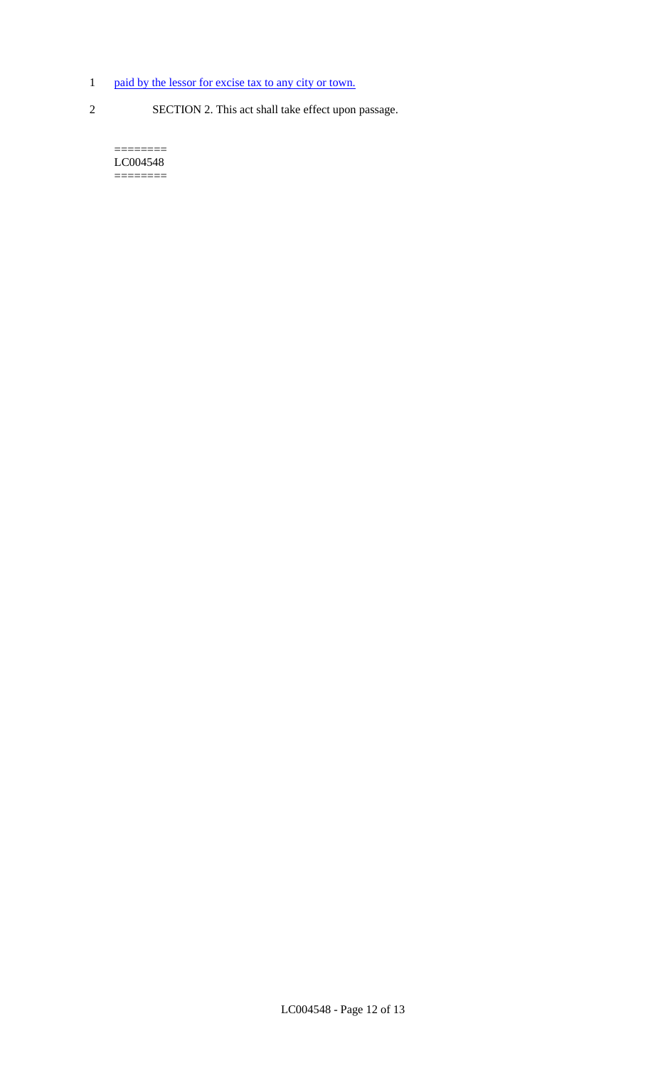paid by the lessor for excise tax to any city or town.

SECTION 2. This act shall take effect upon passage.

========
LC004548
========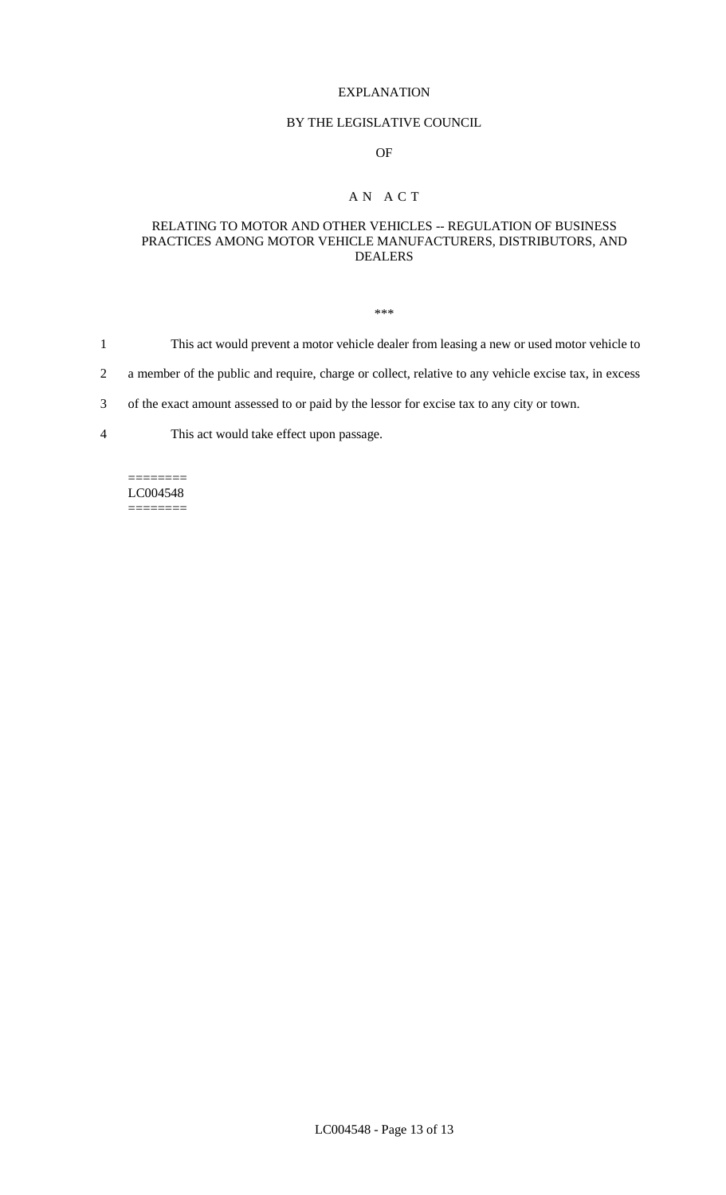EXPLANATION

BY THE LEGISLATIVE COUNCIL

OF

# A N A C T

RELATING TO MOTOR AND OTHER VEHICLES -- REGULATION OF BUSINESS PRACTICES AMONG MOTOR VEHICLE MANUFACTURERS, DISTRIBUTORS, AND DEALERS

\*\*\*

1 This act would prevent a motor vehicle dealer from leasing a new or used motor vehicle to
2 a member of the public and require, charge or collect, relative to any vehicle excise tax, in excess
3 of the exact amount assessed to or paid by the lessor for excise tax to any city or town.
4 This act would take effect upon passage.

========
LC004548
========